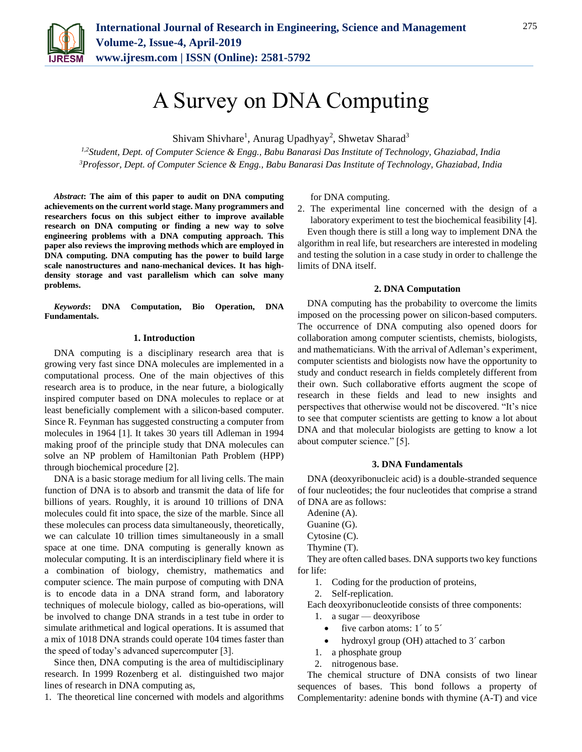# A Survey on DNA Computing

Shivam Shivhare[1], Anurag Upadhyay[2], Shwetav Sharad[3]

[1,2]*Student, Dept. of Computer Science & Engg., Babu Banarasi Das Institute of Technology, Ghaziabad, India*
[3]*Professor, Dept. of Computer Science & Engg., Babu Banarasi Das Institute of Technology, Ghaziabad, India*

***Abstract*: The aim of this paper to audit on DNA computing achievements on the current world stage. Many programmers and researchers focus on this subject either to improve available research on DNA computing or finding a new way to solve engineering problems with a DNA computing approach. This paper also reviews the improving methods which are employed in DNA computing. DNA computing has the power to build large scale nanostructures and nano-mechanical devices. It has high-density storage and vast parallelism which can solve many problems.**

***Keywords*: DNA Computation, Bio Operation, DNA Fundamentals.**

## 1. Introduction

DNA computing is a disciplinary research area that is growing very fast since DNA molecules are implemented in a computational process. One of the main objectives of this research area is to produce, in the near future, a biologically inspired computer based on DNA molecules to replace or at least beneficially complement with a silicon-based computer. Since R. Feynman has suggested constructing a computer from molecules in 1964 [1]. It takes 30 years till Adleman in 1994 making proof of the principle study that DNA molecules can solve an NP problem of Hamiltonian Path Problem (HPP) through biochemical procedure [2].

DNA is a basic storage medium for all living cells. The main function of DNA is to absorb and transmit the data of life for billions of years. Roughly, it is around 10 trillions of DNA molecules could fit into space, the size of the marble. Since all these molecules can process data simultaneously, theoretically, we can calculate 10 trillion times simultaneously in a small space at one time. DNA computing is generally known as molecular computing. It is an interdisciplinary field where it is a combination of biology, chemistry, mathematics and computer science. The main purpose of computing with DNA is to encode data in a DNA strand form, and laboratory techniques of molecule biology, called as bio-operations, will be involved to change DNA strands in a test tube in order to simulate arithmetical and logical operations. It is assumed that a mix of 1018 DNA strands could operate 104 times faster than the speed of today's advanced supercomputer [3].

Since then, DNA computing is the area of multidisciplinary research. In 1999 Rozenberg et al. distinguished two major lines of research in DNA computing as,

1. The theoretical line concerned with models and algorithms for DNA computing.
2. The experimental line concerned with the design of a laboratory experiment to test the biochemical feasibility [4].

Even though there is still a long way to implement DNA the algorithm in real life, but researchers are interested in modeling and testing the solution in a case study in order to challenge the limits of DNA itself.

## 2. DNA Computation

DNA computing has the probability to overcome the limits imposed on the processing power on silicon-based computers. The occurrence of DNA computing also opened doors for collaboration among computer scientists, chemists, biologists, and mathematicians. With the arrival of Adleman's experiment, computer scientists and biologists now have the opportunity to study and conduct research in fields completely different from their own. Such collaborative efforts augment the scope of research in these fields and lead to new insights and perspectives that otherwise would not be discovered. "It's nice to see that computer scientists are getting to know a lot about DNA and that molecular biologists are getting to know a lot about computer science." [5].

## 3. DNA Fundamentals

DNA (deoxyribonucleic acid) is a double-stranded sequence of four nucleotides; the four nucleotides that comprise a strand of DNA are as follows:

Adenine (A).
Guanine (G).
Cytosine (C).
Thymine (T).

They are often called bases. DNA supports two key functions for life:

1. Coding for the production of proteins,
2. Self-replication.

Each deoxyribonucleotide consists of three components:

1. a sugar — deoxyribose
   - five carbon atoms: 1´ to 5´
   - hydroxyl group (OH) attached to 3´ carbon
1. a phosphate group
2. nitrogenous base.

The chemical structure of DNA consists of two linear sequences of bases. This bond follows a property of Complementarity: adenine bonds with thymine (A-T) and vice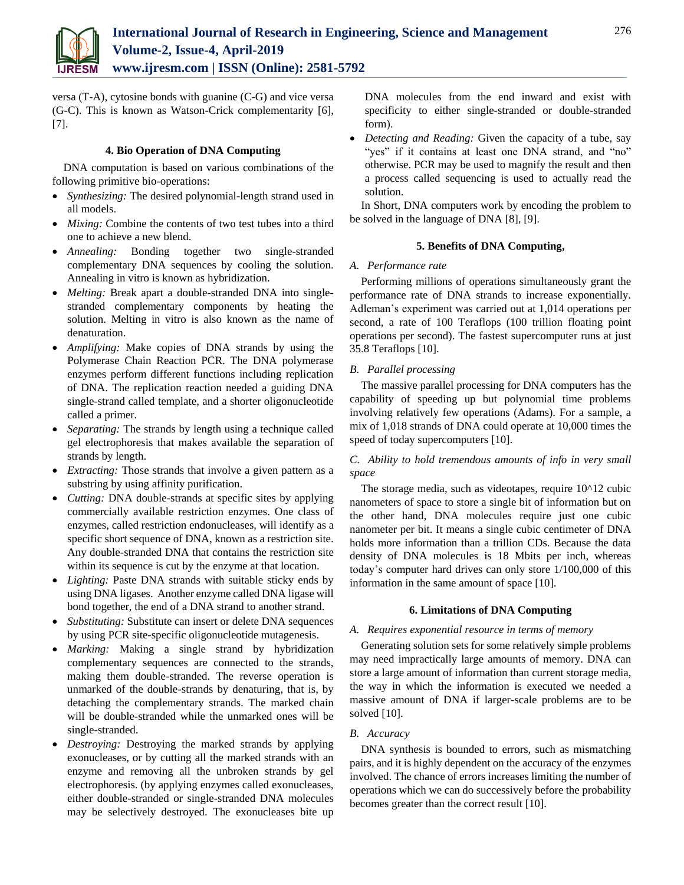versa (T-A), cytosine bonds with guanine (C-G) and vice versa (G-C). This is known as Watson-Crick complementarity [6], [7].

### 4. Bio Operation of DNA Computing

DNA computation is based on various combinations of the following primitive bio-operations:

- *Synthesizing:* The desired polynomial-length strand used in all models.
- *Mixing:* Combine the contents of two test tubes into a third one to achieve a new blend.
- *Annealing:* Bonding together two single-stranded complementary DNA sequences by cooling the solution. Annealing in vitro is known as hybridization.
- *Melting:* Break apart a double-stranded DNA into single-stranded complementary components by heating the solution. Melting in vitro is also known as the name of denaturation.
- *Amplifying:* Make copies of DNA strands by using the Polymerase Chain Reaction PCR. The DNA polymerase enzymes perform different functions including replication of DNA. The replication reaction needed a guiding DNA single-strand called template, and a shorter oligonucleotide called a primer.
- *Separating:* The strands by length using a technique called gel electrophoresis that makes available the separation of strands by length.
- *Extracting:* Those strands that involve a given pattern as a substring by using affinity purification.
- *Cutting:* DNA double-strands at specific sites by applying commercially available restriction enzymes. One class of enzymes, called restriction endonucleases, will identify as a specific short sequence of DNA, known as a restriction site. Any double-stranded DNA that contains the restriction site within its sequence is cut by the enzyme at that location.
- *Lighting:* Paste DNA strands with suitable sticky ends by using DNA ligases. Another enzyme called DNA ligase will bond together, the end of a DNA strand to another strand.
- *Substituting:* Substitute can insert or delete DNA sequences by using PCR site-specific oligonucleotide mutagenesis.
- *Marking:* Making a single strand by hybridization complementary sequences are connected to the strands, making them double-stranded. The reverse operation is unmarked of the double-strands by denaturing, that is, by detaching the complementary strands. The marked chain will be double-stranded while the unmarked ones will be single-stranded.
- *Destroying:* Destroying the marked strands by applying exonucleases, or by cutting all the marked strands with an enzyme and removing all the unbroken strands by gel electrophoresis. (by applying enzymes called exonucleases, either double-stranded or single-stranded DNA molecules may be selectively destroyed. The exonucleases bite up DNA molecules from the end inward and exist with specificity to either single-stranded or double-stranded form).
- *Detecting and Reading:* Given the capacity of a tube, say "yes" if it contains at least one DNA strand, and "no" otherwise. PCR may be used to magnify the result and then a process called sequencing is used to actually read the solution.

In Short, DNA computers work by encoding the problem to be solved in the language of DNA [8], [9].

### 5. Benefits of DNA Computing,

#### *A. Performance rate*

Performing millions of operations simultaneously grant the performance rate of DNA strands to increase exponentially. Adleman's experiment was carried out at 1,014 operations per second, a rate of 100 Teraflops (100 trillion floating point operations per second). The fastest supercomputer runs at just 35.8 Teraflops [10].

#### *B. Parallel processing*

The massive parallel processing for DNA computers has the capability of speeding up but polynomial time problems involving relatively few operations (Adams). For a sample, a mix of 1,018 strands of DNA could operate at 10,000 times the speed of today supercomputers [10].

#### *C. Ability to hold tremendous amounts of info in very small space*

The storage media, such as videotapes, require 10^12 cubic nanometers of space to store a single bit of information but on the other hand, DNA molecules require just one cubic nanometer per bit. It means a single cubic centimeter of DNA holds more information than a trillion CDs. Because the data density of DNA molecules is 18 Mbits per inch, whereas today's computer hard drives can only store 1/100,000 of this information in the same amount of space [10].

### 6. Limitations of DNA Computing

#### *A. Requires exponential resource in terms of memory*

Generating solution sets for some relatively simple problems may need impractically large amounts of memory. DNA can store a large amount of information than current storage media, the way in which the information is executed we needed a massive amount of DNA if larger-scale problems are to be solved [10].

#### *B. Accuracy*

DNA synthesis is bounded to errors, such as mismatching pairs, and it is highly dependent on the accuracy of the enzymes involved. The chance of errors increases limiting the number of operations which we can do successively before the probability becomes greater than the correct result [10].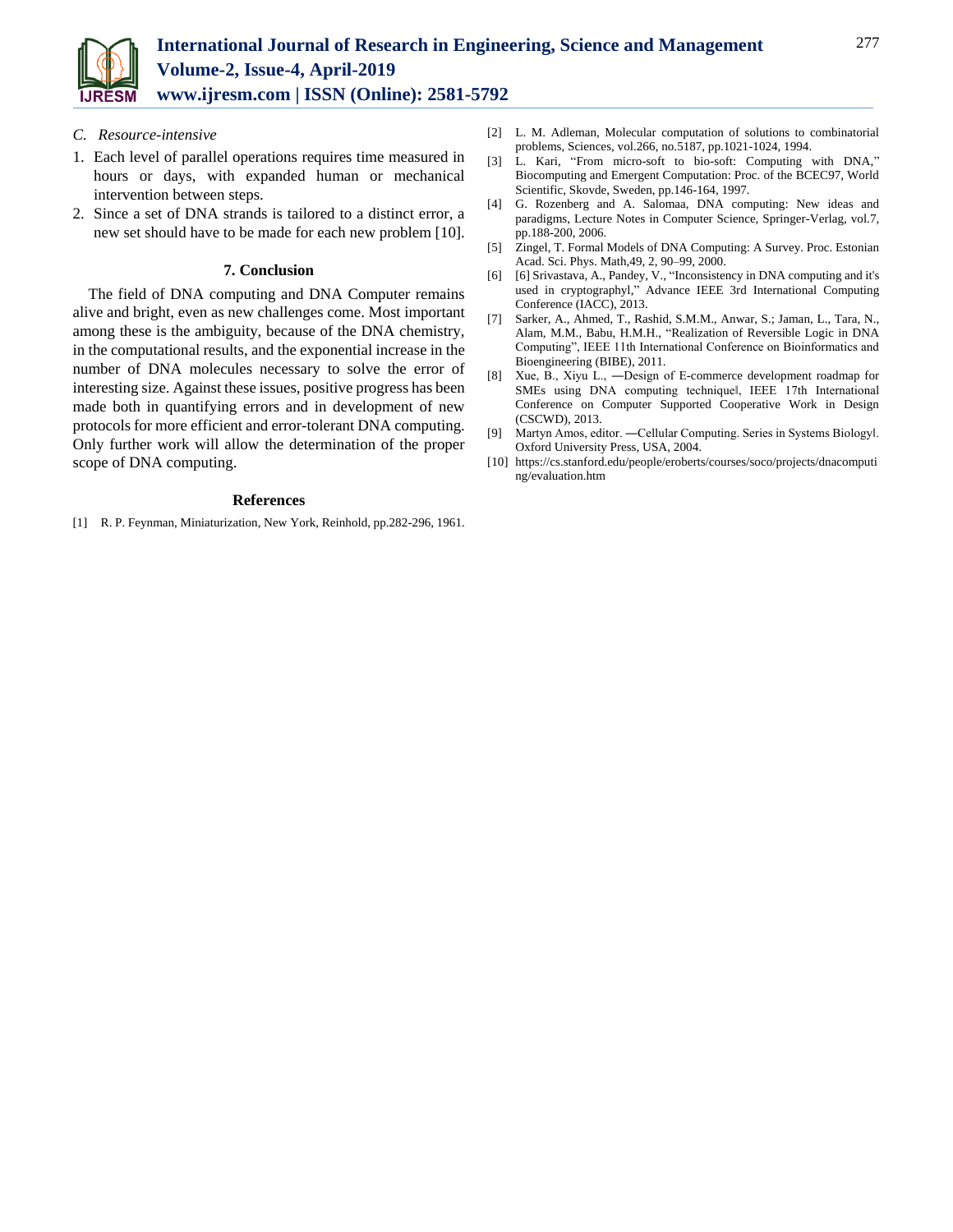### C. Resource-intensive

1. Each level of parallel operations requires time measured in hours or days, with expanded human or mechanical intervention between steps.
2. Since a set of DNA strands is tailored to a distinct error, a new set should have to be made for each new problem [10].

## 7. Conclusion

The field of DNA computing and DNA Computer remains alive and bright, even as new challenges come. Most important among these is the ambiguity, because of the DNA chemistry, in the computational results, and the exponential increase in the number of DNA molecules necessary to solve the error of interesting size. Against these issues, positive progress has been made both in quantifying errors and in development of new protocols for more efficient and error-tolerant DNA computing. Only further work will allow the determination of the proper scope of DNA computing.

## References

[1] R. P. Feynman, Miniaturization, New York, Reinhold, pp.282-296, 1961.

[2] L. M. Adleman, Molecular computation of solutions to combinatorial problems, Sciences, vol.266, no.5187, pp.1021-1024, 1994.

[3] L. Kari, "From micro-soft to bio-soft: Computing with DNA," Biocomputing and Emergent Computation: Proc. of the BCEC97, World Scientific, Skovde, Sweden, pp.146-164, 1997.

[4] G. Rozenberg and A. Salomaa, DNA computing: New ideas and paradigms, Lecture Notes in Computer Science, Springer-Verlag, vol.7, pp.188-200, 2006.

[5] Zingel, T. Formal Models of DNA Computing: A Survey. Proc. Estonian Acad. Sci. Phys. Math,49, 2, 90–99, 2000.

[6] [6] Srivastava, A., Pandey, V., "Inconsistency in DNA computing and it's used in cryptographyl," Advance IEEE 3rd International Computing Conference (IACC), 2013.

[7] Sarker, A., Ahmed, T., Rashid, S.M.M., Anwar, S.; Jaman, L., Tara, N., Alam, M.M., Babu, H.M.H., "Realization of Reversible Logic in DNA Computing", IEEE 11th International Conference on Bioinformatics and Bioengineering (BIBE), 2011.

[8] Xue, B., Xiyu L., ―Design of E-commerce development roadmap for SMEs using DNA computing techniquel, IEEE 17th International Conference on Computer Supported Cooperative Work in Design (CSCWD), 2013.

[9] Martyn Amos, editor. ―Cellular Computing. Series in Systems Biologyl. Oxford University Press, USA, 2004.

[10] https://cs.stanford.edu/people/eroberts/courses/soco/projects/dnacomputing/evaluation.htm